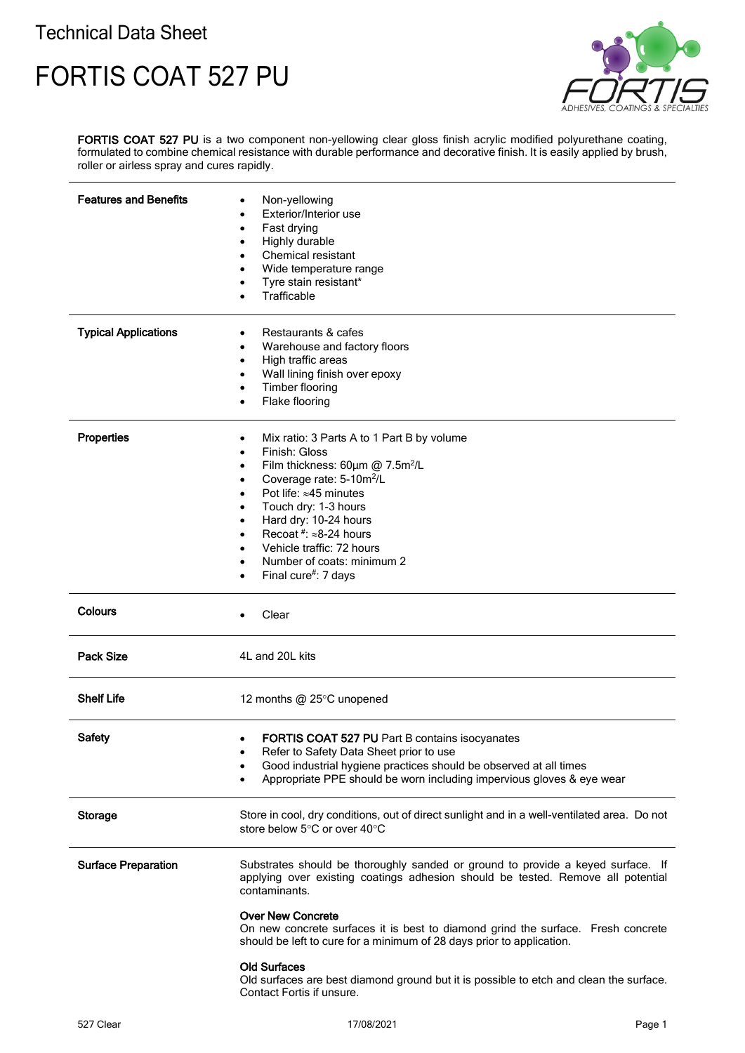# Technical Data Sheet

# FORTIS COAT 527 PU

**FORTIS COAT 527 PU** is a two component non-yellowing clear gloss finish acrylic modified polyurethane coating, formulated to combine chemical resistance with durable performance and decorative finish. It is easily applied by brush, roller or airless spray and cures rapidly.

## Features and Benefits

- Non-yellowing
- Exterior/Interior use
- Fast drying
- Highly durable
- Chemical resistant
- Wide temperature range
- Tyre stain resistant*
- Trafficable

## Typical Applications

- Restaurants & cafes
- Warehouse and factory floors
- High traffic areas
- Wall lining finish over epoxy
- Timber flooring
- Flake flooring

## Properties

- Mix ratio: 3 Parts A to 1 Part B by volume
- Finish: Gloss
- Film thickness: 60µm @ 7.5m$^2$/L
- Coverage rate: 5-10m$^2$/L
- Pot life: ≈45 minutes
- Touch dry: 1-3 hours
- Hard dry: 10-24 hours
- Recoat #: ≈8-24 hours
- Vehicle traffic: 72 hours
- Number of coats: minimum 2
- Final cure#: 7 days

## Colours

- Clear

## Pack Size

4L and 20L kits

## Shelf Life

12 months @ 25°C unopened

## Safety

- **FORTIS COAT 527 PU** Part B contains isocyanates
- Refer to Safety Data Sheet prior to use
- Good industrial hygiene practices should be observed at all times
- Appropriate PPE should be worn including impervious gloves & eye wear

## Storage

Store in cool, dry conditions, out of direct sunlight and in a well-ventilated area. Do not store below 5°C or over 40°C

## Surface Preparation

Substrates should be thoroughly sanded or ground to provide a keyed surface. If applying over existing coatings adhesion should be tested. Remove all potential contaminants.

### Over New Concrete

On new concrete surfaces it is best to diamond grind the surface. Fresh concrete should be left to cure for a minimum of 28 days prior to application.

### Old Surfaces

Old surfaces are best diamond ground but it is possible to etch and clean the surface. Contact Fortis if unsure.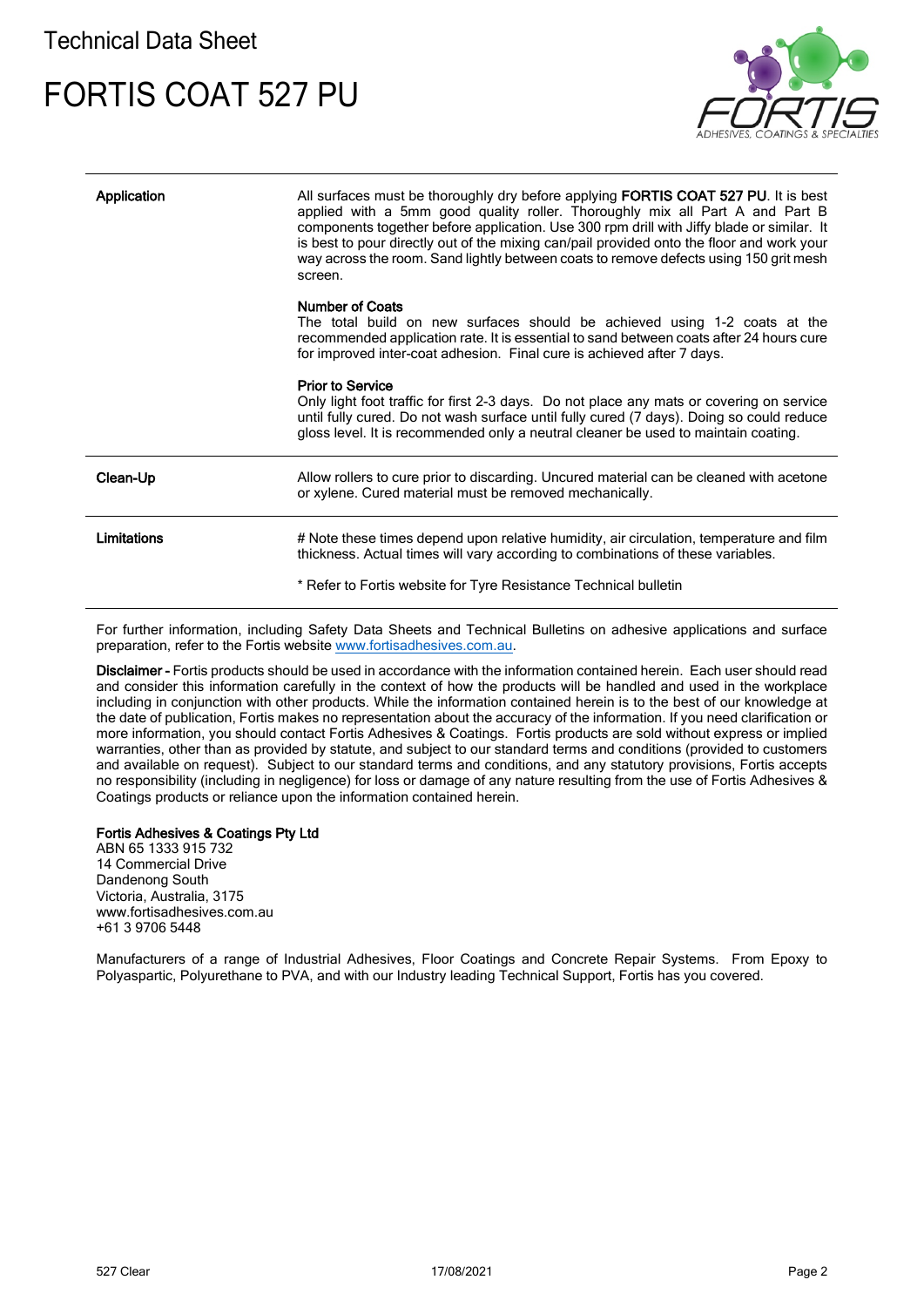| | |
|---|---|
| **Application** | All surfaces must be thoroughly dry before applying **FORTIS COAT 527 PU**. It is best applied with a 5mm good quality roller. Thoroughly mix all Part A and Part B components together before application. Use 300 rpm drill with Jiffy blade or similar. It is best to pour directly out of the mixing can/pail provided onto the floor and work your way across the room. Sand lightly between coats to remove defects using 150 grit mesh screen.<br><br>**Number of Coats**<br>The total build on new surfaces should be achieved using 1-2 coats at the recommended application rate. It is essential to sand between coats after 24 hours cure for improved inter-coat adhesion. Final cure is achieved after 7 days.<br><br>**Prior to Service**<br>Only light foot traffic for first 2-3 days. Do not place any mats or covering on service until fully cured. Do not wash surface until fully cured (7 days). Doing so could reduce gloss level. It is recommended only a neutral cleaner be used to maintain coating. |
| **Clean-Up** | Allow rollers to cure prior to discarding. Uncured material can be cleaned with acetone or xylene. Cured material must be removed mechanically. |
| **Limitations** | # Note these times depend upon relative humidity, air circulation, temperature and film thickness. Actual times will vary according to combinations of these variables.<br><br>* Refer to Fortis website for Tyre Resistance Technical bulletin |

For further information, including Safety Data Sheets and Technical Bulletins on adhesive applications and surface preparation, refer to the Fortis website www.fortisadhesives.com.au.

**Disclaimer -** Fortis products should be used in accordance with the information contained herein. Each user should read and consider this information carefully in the context of how the products will be handled and used in the workplace including in conjunction with other products. While the information contained herein is to the best of our knowledge at the date of publication, Fortis makes no representation about the accuracy of the information. If you need clarification or more information, you should contact Fortis Adhesives & Coatings. Fortis products are sold without express or implied warranties, other than as provided by statute, and subject to our standard terms and conditions (provided to customers and available on request). Subject to our standard terms and conditions, and any statutory provisions, Fortis accepts no responsibility (including in negligence) for loss or damage of any nature resulting from the use of Fortis Adhesives & Coatings products or reliance upon the information contained herein.

**Fortis Adhesives & Coatings Pty Ltd**
ABN 65 1333 915 732
14 Commercial Drive
Dandenong South
Victoria, Australia, 3175
www.fortisadhesives.com.au
+61 3 9706 5448

Manufacturers of a range of Industrial Adhesives, Floor Coatings and Concrete Repair Systems. From Epoxy to Polyaspartic, Polyurethane to PVA, and with our Industry leading Technical Support, Fortis has you covered.